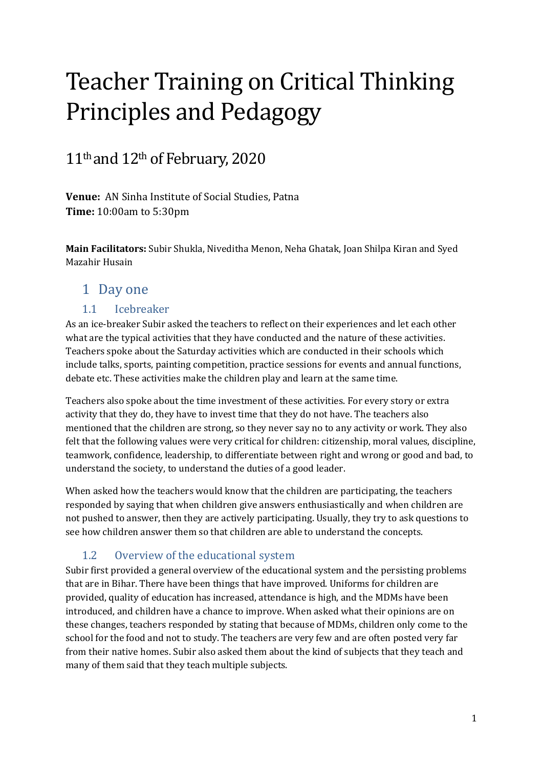# Teacher Training on Critical Thinking Principles and Pedagogy

## 11th and 12th of February, 2020

**Venue:** AN Sinha Institute of Social Studies, Patna
**Time:** 10:00am to 5:30pm

**Main Facilitators:** Subir Shukla, Niveditha Menon, Neha Ghatak, Joan Shilpa Kiran and Syed Mazahir Husain

## 1 Day one

### 1.1 Icebreaker

As an ice-breaker Subir asked the teachers to reflect on their experiences and let each other what are the typical activities that they have conducted and the nature of these activities. Teachers spoke about the Saturday activities which are conducted in their schools which include talks, sports, painting competition, practice sessions for events and annual functions, debate etc. These activities make the children play and learn at the same time.

Teachers also spoke about the time investment of these activities. For every story or extra activity that they do, they have to invest time that they do not have. The teachers also mentioned that the children are strong, so they never say no to any activity or work. They also felt that the following values were very critical for children: citizenship, moral values, discipline, teamwork, confidence, leadership, to differentiate between right and wrong or good and bad, to understand the society, to understand the duties of a good leader.

When asked how the teachers would know that the children are participating, the teachers responded by saying that when children give answers enthusiastically and when children are not pushed to answer, then they are actively participating. Usually, they try to ask questions to see how children answer them so that children are able to understand the concepts.

### 1.2 Overview of the educational system

Subir first provided a general overview of the educational system and the persisting problems that are in Bihar. There have been things that have improved. Uniforms for children are provided, quality of education has increased, attendance is high, and the MDMs have been introduced, and children have a chance to improve. When asked what their opinions are on these changes, teachers responded by stating that because of MDMs, children only come to the school for the food and not to study. The teachers are very few and are often posted very far from their native homes. Subir also asked them about the kind of subjects that they teach and many of them said that they teach multiple subjects.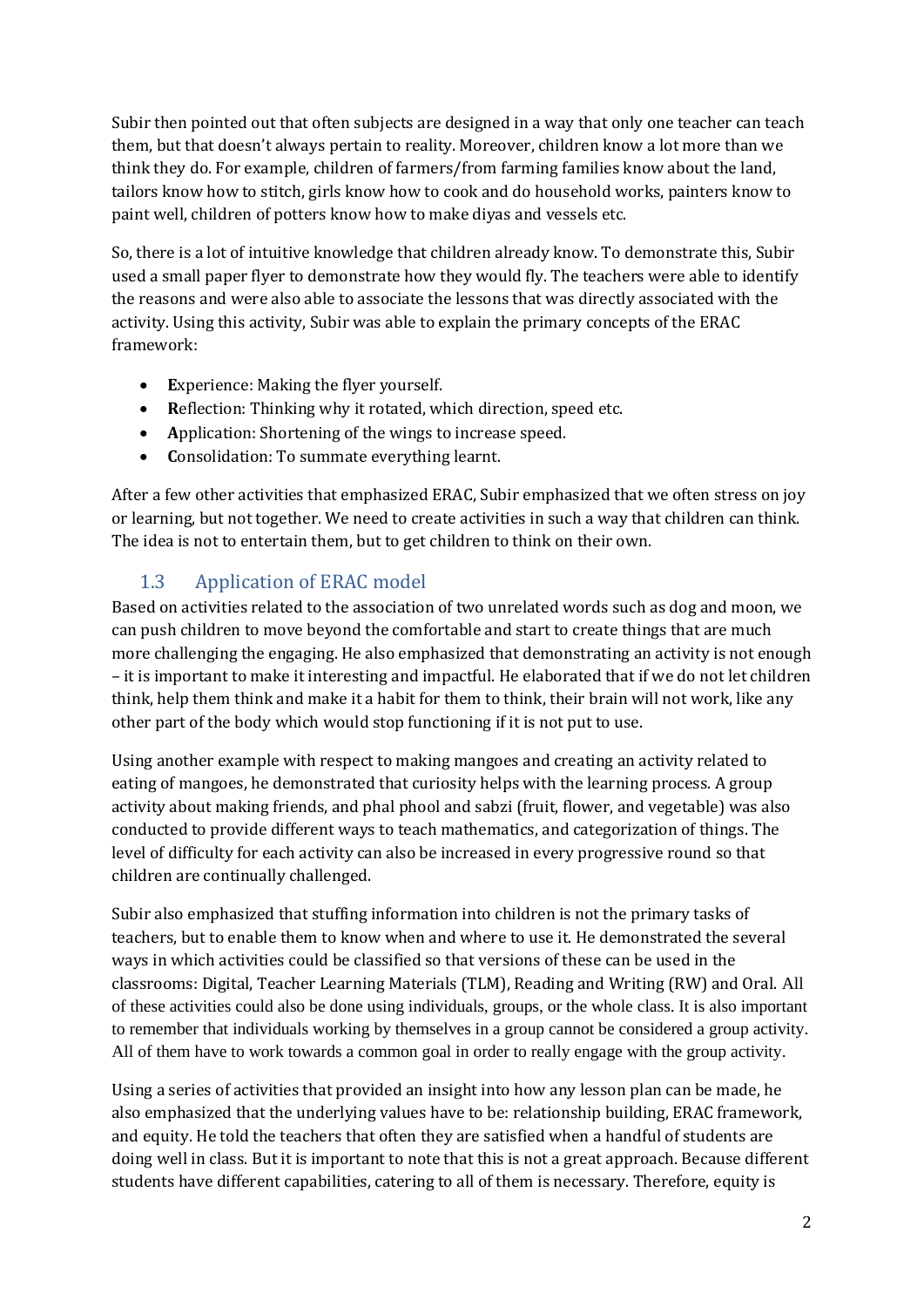Subir then pointed out that often subjects are designed in a way that only one teacher can teach them, but that doesn't always pertain to reality. Moreover, children know a lot more than we think they do. For example, children of farmers/from farming families know about the land, tailors know how to stitch, girls know how to cook and do household works, painters know to paint well, children of potters know how to make diyas and vessels etc.

So, there is a lot of intuitive knowledge that children already know. To demonstrate this, Subir used a small paper flyer to demonstrate how they would fly. The teachers were able to identify the reasons and were also able to associate the lessons that was directly associated with the activity. Using this activity, Subir was able to explain the primary concepts of the ERAC framework:

- **E**xperience: Making the flyer yourself.
- **R**eflection: Thinking why it rotated, which direction, speed etc.
- **A**pplication: Shortening of the wings to increase speed.
- **C**onsolidation: To summate everything learnt.

After a few other activities that emphasized ERAC, Subir emphasized that we often stress on joy or learning, but not together. We need to create activities in such a way that children can think. The idea is not to entertain them, but to get children to think on their own.

## 1.3 Application of ERAC model

Based on activities related to the association of two unrelated words such as dog and moon, we can push children to move beyond the comfortable and start to create things that are much more challenging the engaging. He also emphasized that demonstrating an activity is not enough – it is important to make it interesting and impactful. He elaborated that if we do not let children think, help them think and make it a habit for them to think, their brain will not work, like any other part of the body which would stop functioning if it is not put to use.

Using another example with respect to making mangoes and creating an activity related to eating of mangoes, he demonstrated that curiosity helps with the learning process. A group activity about making friends, and phal phool and sabzi (fruit, flower, and vegetable) was also conducted to provide different ways to teach mathematics, and categorization of things. The level of difficulty for each activity can also be increased in every progressive round so that children are continually challenged.

Subir also emphasized that stuffing information into children is not the primary tasks of teachers, but to enable them to know when and where to use it. He demonstrated the several ways in which activities could be classified so that versions of these can be used in the classrooms: Digital, Teacher Learning Materials (TLM), Reading and Writing (RW) and Oral. All of these activities could also be done using individuals, groups, or the whole class. It is also important to remember that individuals working by themselves in a group cannot be considered a group activity. All of them have to work towards a common goal in order to really engage with the group activity.

Using a series of activities that provided an insight into how any lesson plan can be made, he also emphasized that the underlying values have to be: relationship building, ERAC framework, and equity. He told the teachers that often they are satisfied when a handful of students are doing well in class. But it is important to note that this is not a great approach. Because different students have different capabilities, catering to all of them is necessary. Therefore, equity is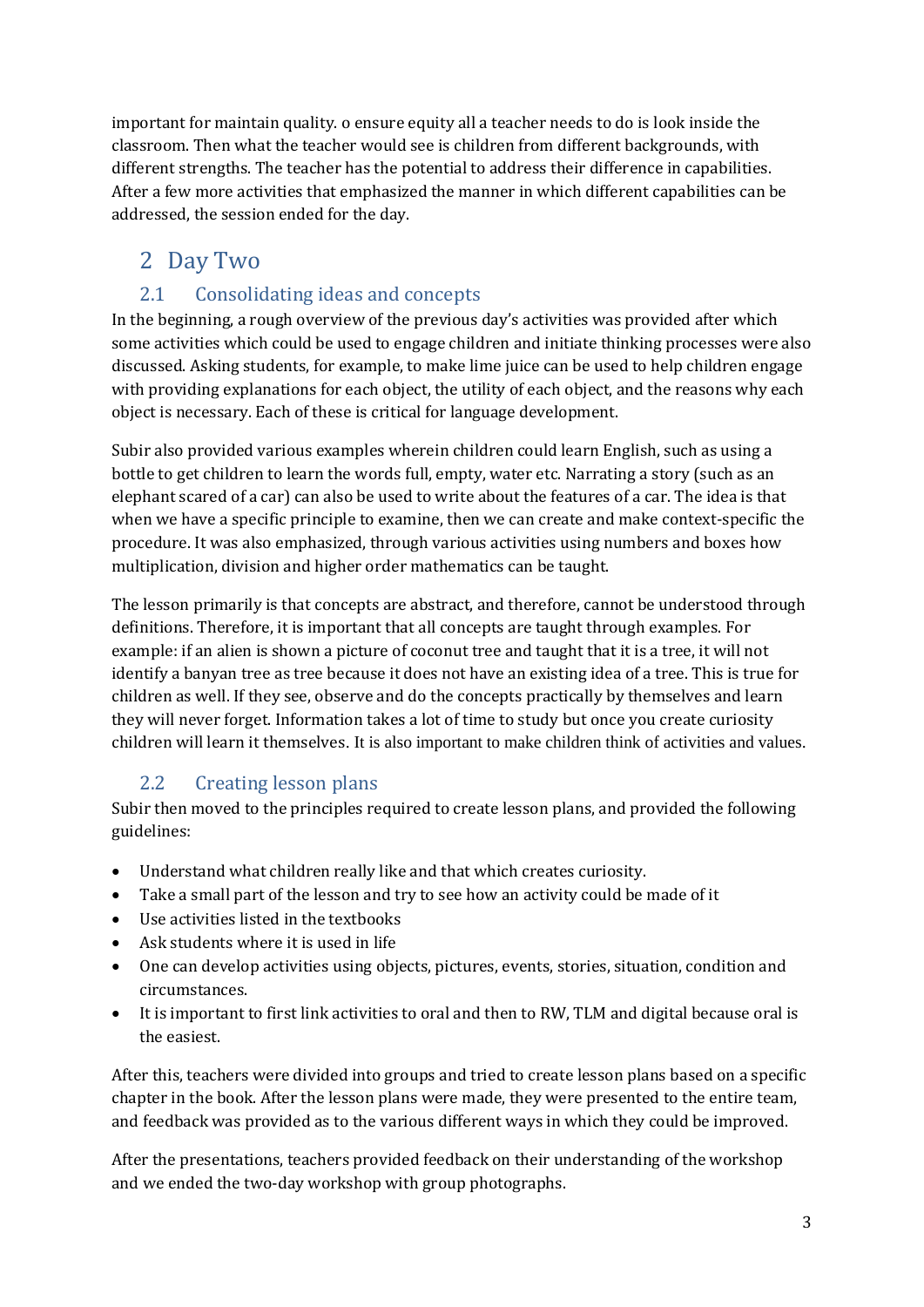important for maintain quality. o ensure equity all a teacher needs to do is look inside the classroom. Then what the teacher would see is children from different backgrounds, with different strengths. The teacher has the potential to address their difference in capabilities. After a few more activities that emphasized the manner in which different capabilities can be addressed, the session ended for the day.

# 2 Day Two

## 2.1 Consolidating ideas and concepts

In the beginning, a rough overview of the previous day's activities was provided after which some activities which could be used to engage children and initiate thinking processes were also discussed. Asking students, for example, to make lime juice can be used to help children engage with providing explanations for each object, the utility of each object, and the reasons why each object is necessary. Each of these is critical for language development.

Subir also provided various examples wherein children could learn English, such as using a bottle to get children to learn the words full, empty, water etc. Narrating a story (such as an elephant scared of a car) can also be used to write about the features of a car. The idea is that when we have a specific principle to examine, then we can create and make context-specific the procedure. It was also emphasized, through various activities using numbers and boxes how multiplication, division and higher order mathematics can be taught.

The lesson primarily is that concepts are abstract, and therefore, cannot be understood through definitions. Therefore, it is important that all concepts are taught through examples. For example: if an alien is shown a picture of coconut tree and taught that it is a tree, it will not identify a banyan tree as tree because it does not have an existing idea of a tree. This is true for children as well. If they see, observe and do the concepts practically by themselves and learn they will never forget. Information takes a lot of time to study but once you create curiosity children will learn it themselves. It is also important to make children think of activities and values.

## 2.2 Creating lesson plans

Subir then moved to the principles required to create lesson plans, and provided the following guidelines:

- Understand what children really like and that which creates curiosity.
- Take a small part of the lesson and try to see how an activity could be made of it
- Use activities listed in the textbooks
- Ask students where it is used in life
- One can develop activities using objects, pictures, events, stories, situation, condition and circumstances.
- It is important to first link activities to oral and then to RW, TLM and digital because oral is the easiest.

After this, teachers were divided into groups and tried to create lesson plans based on a specific chapter in the book. After the lesson plans were made, they were presented to the entire team, and feedback was provided as to the various different ways in which they could be improved.

After the presentations, teachers provided feedback on their understanding of the workshop and we ended the two-day workshop with group photographs.